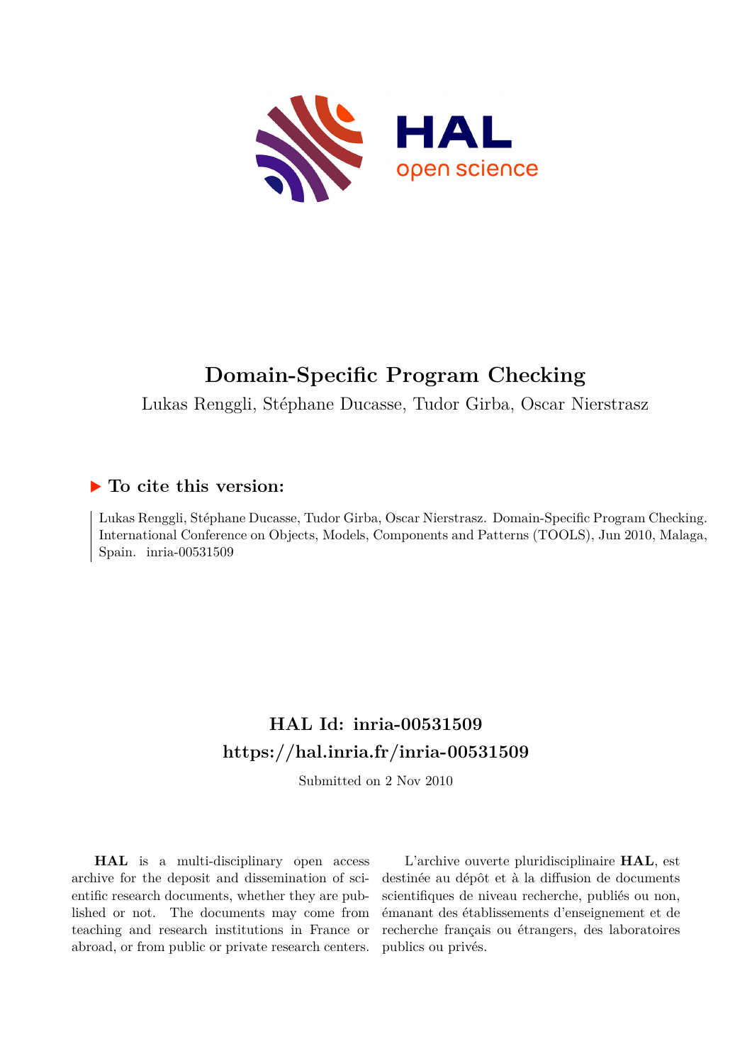# Domain-Specific Program Checking

Lukas Renggli, Stéphane Ducasse, Tudor Girba, Oscar Nierstrasz

## ▶ To cite this version:

Lukas Renggli, Stéphane Ducasse, Tudor Girba, Oscar Nierstrasz. Domain-Specific Program Checking. International Conference on Objects, Models, Components and Patterns (TOOLS), Jun 2010, Malaga, Spain. inria-00531509

## HAL Id: inria-00531509
## https://hal.inria.fr/inria-00531509

Submitted on 2 Nov 2010

**HAL** is a multi-disciplinary open access archive for the deposit and dissemination of scientific research documents, whether they are published or not. The documents may come from teaching and research institutions in France or abroad, or from public or private research centers.

L'archive ouverte pluridisciplinaire **HAL**, est destinée au dépôt et à la diffusion de documents scientifiques de niveau recherche, publiés ou non, émanant des établissements d'enseignement et de recherche français ou étrangers, des laboratoires publics ou privés.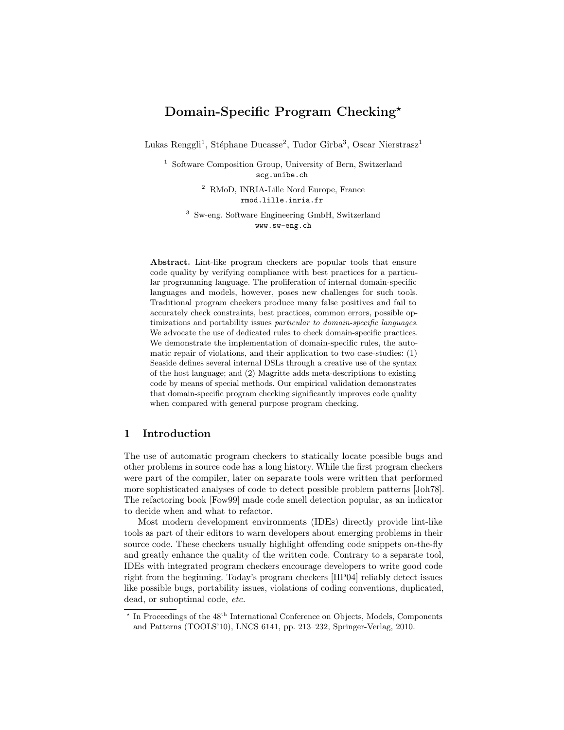# Domain-Specific Program Checking*

Lukas Renggli[1], Stéphane Ducasse[2], Tudor Gîrba[3], Oscar Nierstrasz[1]

[1] Software Composition Group, University of Bern, Switzerland
`scg.unibe.ch`

[2] RMoD, INRIA-Lille Nord Europe, France
`rmod.lille.inria.fr`

[3] Sw-eng. Software Engineering GmbH, Switzerland
`www.sw-eng.ch`

**Abstract.** Lint-like program checkers are popular tools that ensure code quality by verifying compliance with best practices for a particular programming language. The proliferation of internal domain-specific languages and models, however, poses new challenges for such tools. Traditional program checkers produce many false positives and fail to accurately check constraints, best practices, common errors, possible optimizations and portability issues *particular to domain-specific languages*. We advocate the use of dedicated rules to check domain-specific practices. We demonstrate the implementation of domain-specific rules, the automatic repair of violations, and their application to two case-studies: (1) Seaside defines several internal DSLs through a creative use of the syntax of the host language; and (2) Magritte adds meta-descriptions to existing code by means of special methods. Our empirical validation demonstrates that domain-specific program checking significantly improves code quality when compared with general purpose program checking.

## 1 Introduction

The use of automatic program checkers to statically locate possible bugs and other problems in source code has a long history. While the first program checkers were part of the compiler, later on separate tools were written that performed more sophisticated analyses of code to detect possible problem patterns [Joh78]. The refactoring book [Fow99] made code smell detection popular, as an indicator to decide when and what to refactor.

Most modern development environments (IDEs) directly provide lint-like tools as part of their editors to warn developers about emerging problems in their source code. These checkers usually highlight offending code snippets on-the-fly and greatly enhance the quality of the written code. Contrary to a separate tool, IDEs with integrated program checkers encourage developers to write good code right from the beginning. Today's program checkers [HP04] reliably detect issues like possible bugs, portability issues, violations of coding conventions, duplicated, dead, or suboptimal code, *etc.*

---

* In Proceedings of the 48th International Conference on Objects, Models, Components and Patterns (TOOLS'10), LNCS 6141, pp. 213–232, Springer-Verlag, 2010.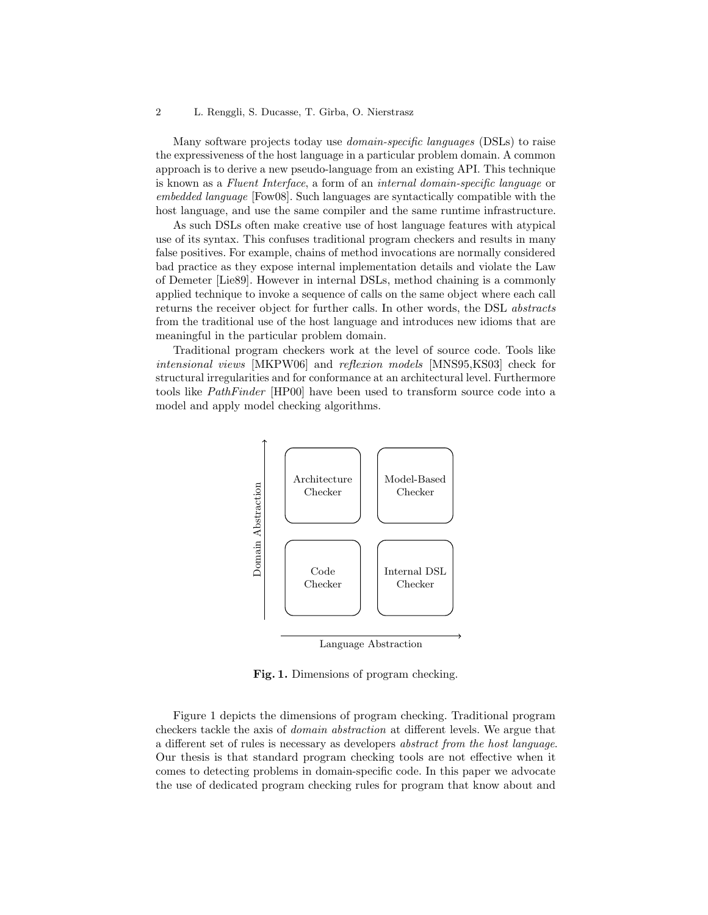Many software projects today use *domain-specific languages* (DSLs) to raise the expressiveness of the host language in a particular problem domain. A common approach is to derive a new pseudo-language from an existing API. This technique is known as a *Fluent Interface*, a form of an *internal domain-specific language* or *embedded language* [Fow08]. Such languages are syntactically compatible with the host language, and use the same compiler and the same runtime infrastructure.

As such DSLs often make creative use of host language features with atypical use of its syntax. This confuses traditional program checkers and results in many false positives. For example, chains of method invocations are normally considered bad practice as they expose internal implementation details and violate the Law of Demeter [Lie89]. However in internal DSLs, method chaining is a commonly applied technique to invoke a sequence of calls on the same object where each call returns the receiver object for further calls. In other words, the DSL *abstracts* from the traditional use of the host language and introduces new idioms that are meaningful in the particular problem domain.

Traditional program checkers work at the level of source code. Tools like *intensional views* [MKPW06] and *reflexion models* [MNS95,KS03] check for structural irregularities and for conformance at an architectural level. Furthermore tools like *PathFinder* [HP00] have been used to transform source code into a model and apply model checking algorithms.

| | Language Abstraction → | |
|---|---|---|
| Domain Abstraction ↑ | Architecture Checker | Model-Based Checker |
| | Code Checker | Internal DSL Checker |

**Fig. 1.** Dimensions of program checking.

Figure 1 depicts the dimensions of program checking. Traditional program checkers tackle the axis of *domain abstraction* at different levels. We argue that a different set of rules is necessary as developers *abstract from the host language*. Our thesis is that standard program checking tools are not effective when it comes to detecting problems in domain-specific code. In this paper we advocate the use of dedicated program checking rules for program that know about and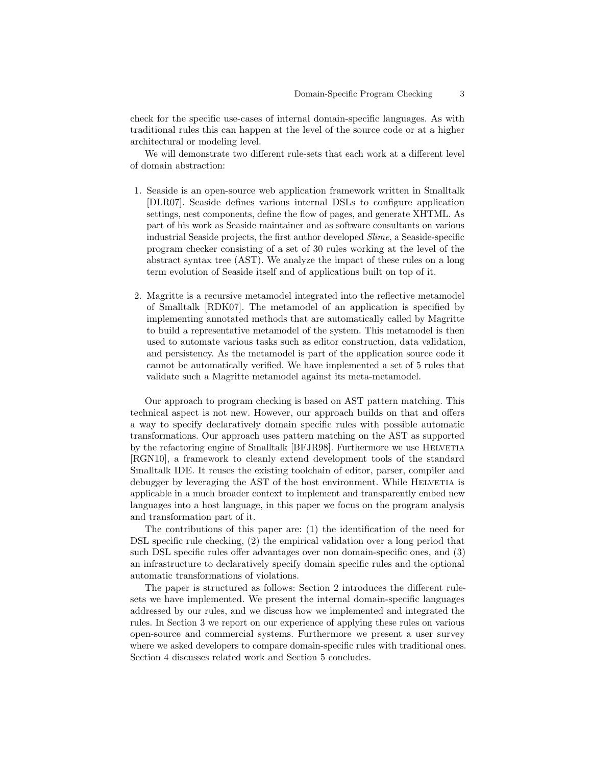check for the specific use-cases of internal domain-specific languages. As with traditional rules this can happen at the level of the source code or at a higher architectural or modeling level.

We will demonstrate two different rule-sets that each work at a different level of domain abstraction:

1. Seaside is an open-source web application framework written in Smalltalk [DLR07]. Seaside defines various internal DSLs to configure application settings, nest components, define the flow of pages, and generate XHTML. As part of his work as Seaside maintainer and as software consultants on various industrial Seaside projects, the first author developed *Slime*, a Seaside-specific program checker consisting of a set of 30 rules working at the level of the abstract syntax tree (AST). We analyze the impact of these rules on a long term evolution of Seaside itself and of applications built on top of it.

2. Magritte is a recursive metamodel integrated into the reflective metamodel of Smalltalk [RDK07]. The metamodel of an application is specified by implementing annotated methods that are automatically called by Magritte to build a representative metamodel of the system. This metamodel is then used to automate various tasks such as editor construction, data validation, and persistency. As the metamodel is part of the application source code it cannot be automatically verified. We have implemented a set of 5 rules that validate such a Magritte metamodel against its meta-metamodel.

Our approach to program checking is based on AST pattern matching. This technical aspect is not new. However, our approach builds on that and offers a way to specify declaratively domain specific rules with possible automatic transformations. Our approach uses pattern matching on the AST as supported by the refactoring engine of Smalltalk [BFJR98]. Furthermore we use Helvetia [RGN10], a framework to cleanly extend development tools of the standard Smalltalk IDE. It reuses the existing toolchain of editor, parser, compiler and debugger by leveraging the AST of the host environment. While Helvetia is applicable in a much broader context to implement and transparently embed new languages into a host language, in this paper we focus on the program analysis and transformation part of it.

The contributions of this paper are: (1) the identification of the need for DSL specific rule checking, (2) the empirical validation over a long period that such DSL specific rules offer advantages over non domain-specific ones, and (3) an infrastructure to declaratively specify domain specific rules and the optional automatic transformations of violations.

The paper is structured as follows: Section 2 introduces the different rule-sets we have implemented. We present the internal domain-specific languages addressed by our rules, and we discuss how we implemented and integrated the rules. In Section 3 we report on our experience of applying these rules on various open-source and commercial systems. Furthermore we present a user survey where we asked developers to compare domain-specific rules with traditional ones. Section 4 discusses related work and Section 5 concludes.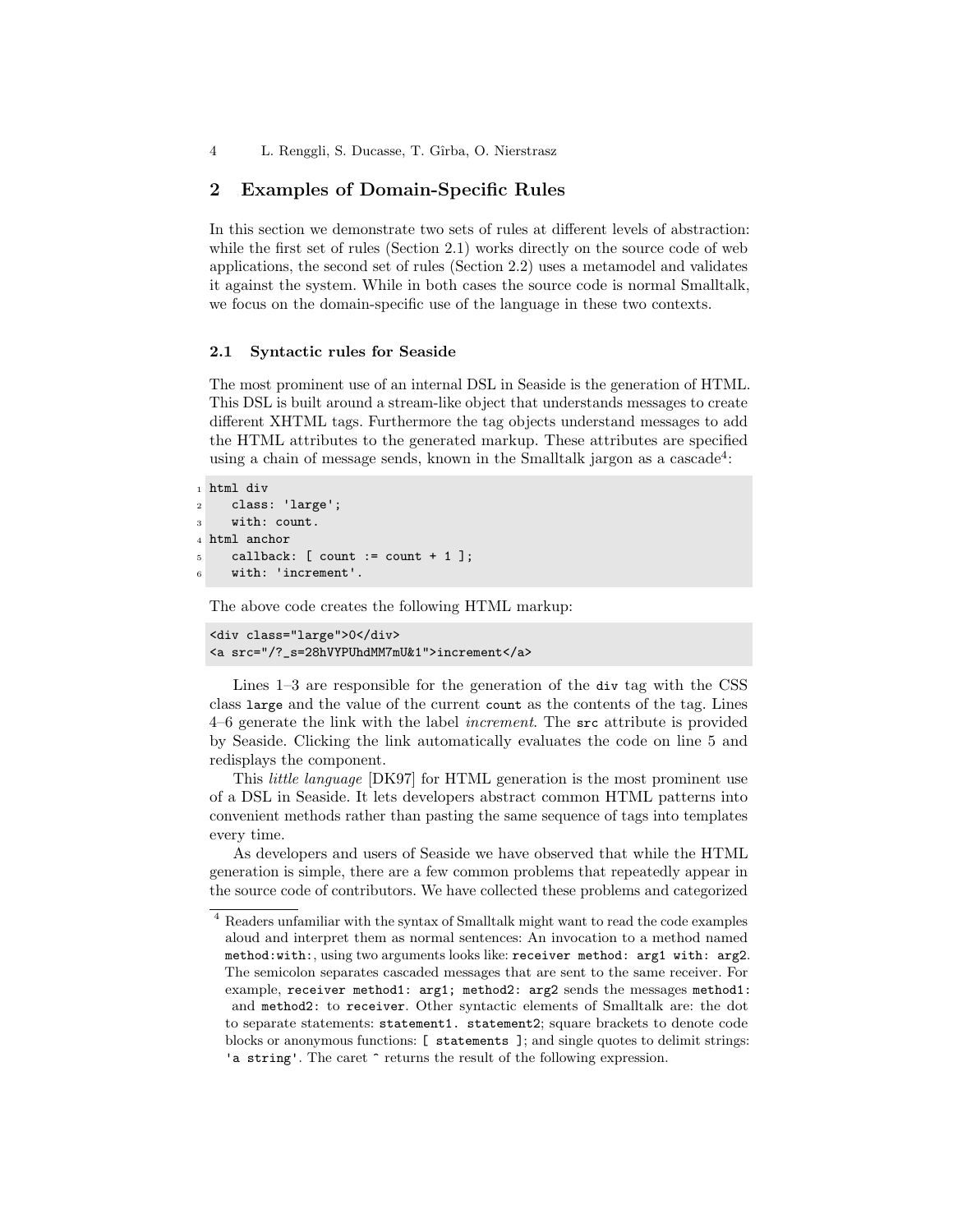## 2 Examples of Domain-Specific Rules

In this section we demonstrate two sets of rules at different levels of abstraction: while the first set of rules (Section 2.1) works directly on the source code of web applications, the second set of rules (Section 2.2) uses a metamodel and validates it against the system. While in both cases the source code is normal Smalltalk, we focus on the domain-specific use of the language in these two contexts.

### 2.1 Syntactic rules for Seaside

The most prominent use of an internal DSL in Seaside is the generation of HTML. This DSL is built around a stream-like object that understands messages to create different XHTML tags. Furthermore the tag objects understand messages to add the HTML attributes to the generated markup. These attributes are specified using a chain of message sends, known in the Smalltalk jargon as a cascade[4]:

```
1 html div
2    class: 'large';
3    with: count.
4 html anchor
5    callback: [ count := count + 1 ];
6    with: 'increment'.
```

The above code creates the following HTML markup:

```
<div class="large">0</div>
<a src="/?_s=28hVYPUhdMM7mU&1">increment</a>
```

Lines 1–3 are responsible for the generation of the `div` tag with the CSS class `large` and the value of the current `count` as the contents of the tag. Lines 4–6 generate the link with the label *increment*. The `src` attribute is provided by Seaside. Clicking the link automatically evaluates the code on line 5 and redisplays the component.

This *little language* [DK97] for HTML generation is the most prominent use of a DSL in Seaside. It lets developers abstract common HTML patterns into convenient methods rather than pasting the same sequence of tags into templates every time.

As developers and users of Seaside we have observed that while the HTML generation is simple, there are a few common problems that repeatedly appear in the source code of contributors. We have collected these problems and categorized

---

[4] Readers unfamiliar with the syntax of Smalltalk might want to read the code examples aloud and interpret them as normal sentences: An invocation to a method named `method:with:`, using two arguments looks like: `receiver method: arg1 with: arg2`. The semicolon separates cascaded messages that are sent to the same receiver. For example, `receiver method1: arg1; method2: arg2` sends the messages `method1:` and `method2:` to `receiver`. Other syntactic elements of Smalltalk are: the dot to separate statements: `statement1. statement2`; square brackets to denote code blocks or anonymous functions: `[ statements ]`; and single quotes to delimit strings: `'a string'`. The caret `^` returns the result of the following expression.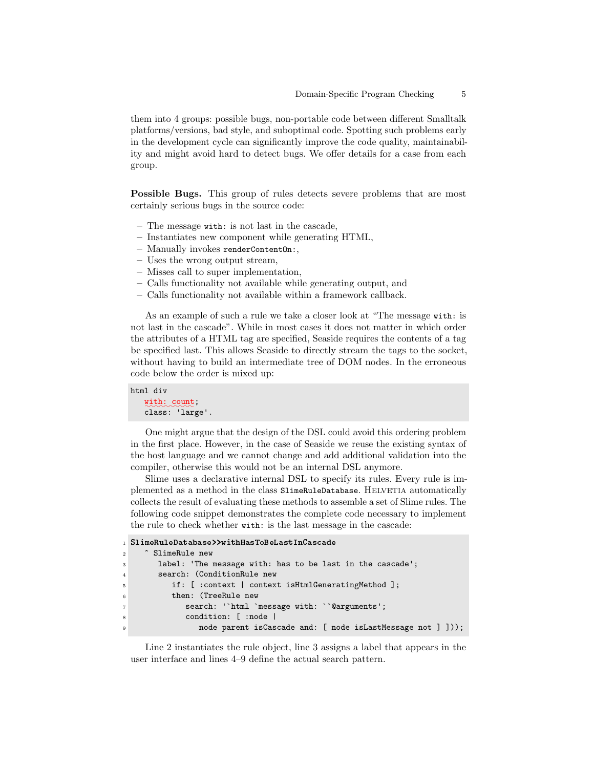them into 4 groups: possible bugs, non-portable code between different Smalltalk platforms/versions, bad style, and suboptimal code. Spotting such problems early in the development cycle can significantly improve the code quality, maintainability and might avoid hard to detect bugs. We offer details for a case from each group.

**Possible Bugs.** This group of rules detects severe problems that are most certainly serious bugs in the source code:

- The message `with:` is not last in the cascade,
- Instantiates new component while generating HTML,
- Manually invokes `renderContentOn:`,
- Uses the wrong output stream,
- Misses call to super implementation,
- Calls functionality not available while generating output, and
- Calls functionality not available within a framework callback.

As an example of such a rule we take a closer look at "The message `with:` is not last in the cascade". While in most cases it does not matter in which order the attributes of a HTML tag are specified, Seaside requires the contents of a tag be specified last. This allows Seaside to directly stream the tags to the socket, without having to build an intermediate tree of DOM nodes. In the erroneous code below the order is mixed up:

```
html div
   with: count;
   class: 'large'.
```

One might argue that the design of the DSL could avoid this ordering problem in the first place. However, in the case of Seaside we reuse the existing syntax of the host language and we cannot change and add additional validation into the compiler, otherwise this would not be an internal DSL anymore.

Slime uses a declarative internal DSL to specify its rules. Every rule is implemented as a method in the class `SlimeRuleDatabase`. Helvetia automatically collects the result of evaluating these methods to assemble a set of Slime rules. The following code snippet demonstrates the complete code necessary to implement the rule to check whether `with:` is the last message in the cascade:

```
1 SlimeRuleDatabase>>withHasToBeLastInCascade
2    ^ SlimeRule new
3       label: 'The message with: has to be last in the cascade';
4       search: (ConditionRule new
5          if: [ :context | context isHtmlGeneratingMethod ];
6          then: (TreeRule new
7             search: '`html `message with: ``@arguments';
8             condition: [ :node |
9                node parent isCascade and: [ node isLastMessage not ] ]));
```

Line 2 instantiates the rule object, line 3 assigns a label that appears in the user interface and lines 4–9 define the actual search pattern.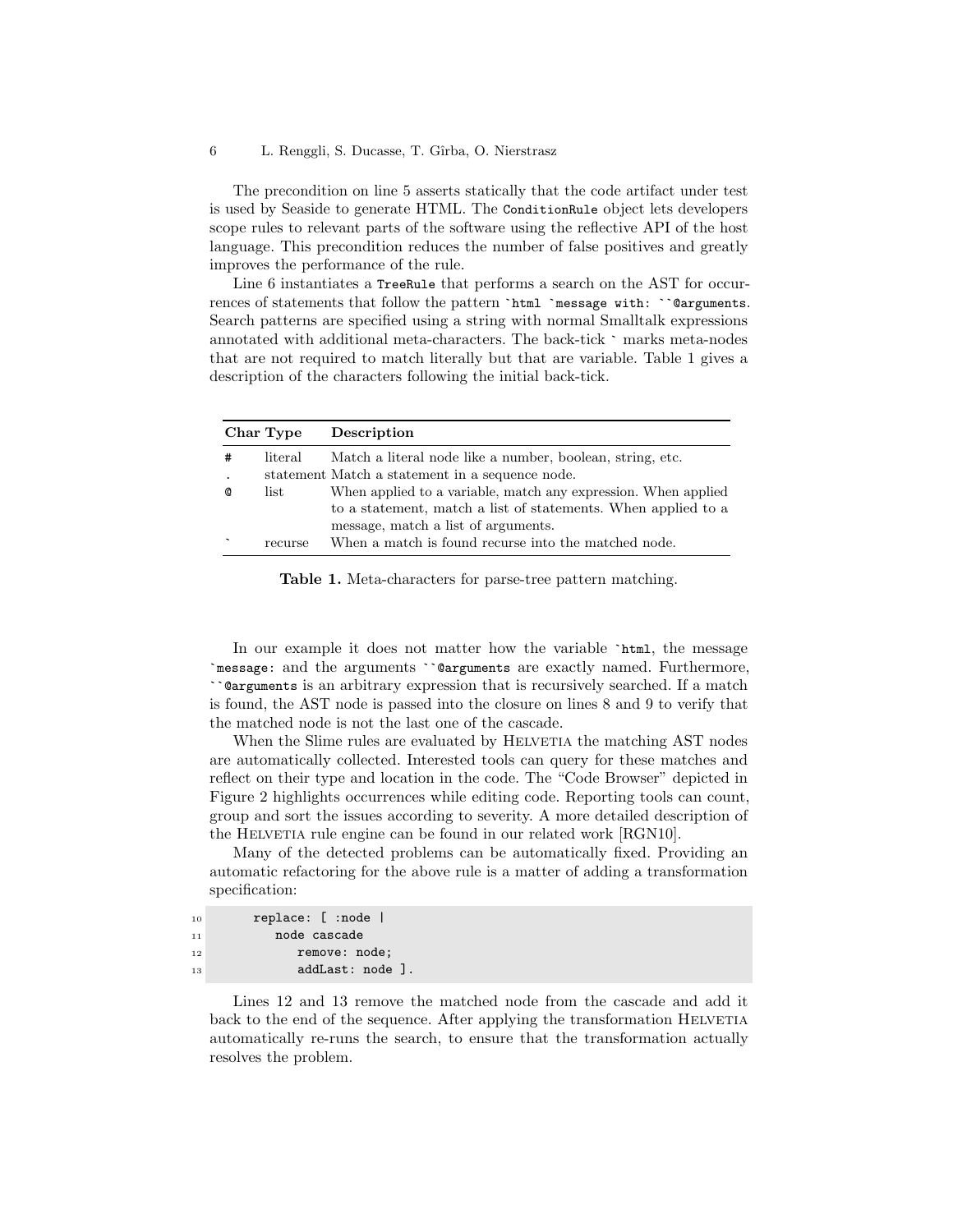The precondition on line 5 asserts statically that the code artifact under test is used by Seaside to generate HTML. The `ConditionRule` object lets developers scope rules to relevant parts of the software using the reflective API of the host language. This precondition reduces the number of false positives and greatly improves the performance of the rule.

Line 6 instantiates a `TreeRule` that performs a search on the AST for occurrences of statements that follow the pattern `` `html `message with: ``@arguments ``. Search patterns are specified using a string with normal Smalltalk expressions annotated with additional meta-characters. The back-tick ` marks meta-nodes that are not required to match literally but that are variable. Table 1 gives a description of the characters following the initial back-tick.

| Char | Type | Description |
|---|---|---|
| `#` | literal | Match a literal node like a number, boolean, string, etc. |
| `.` | statement | Match a statement in a sequence node. |
| `@` | list | When applied to a variable, match any expression. When applied to a statement, match a list of statements. When applied to a message, match a list of arguments. |
| `` ` `` | recurse | When a match is found recurse into the matched node. |

**Table 1.** Meta-characters for parse-tree pattern matching.

In our example it does not matter how the variable `` `html ``, the message `` `message: `` and the arguments ``` ``@arguments ``` are exactly named. Furthermore, ``` ``@arguments ``` is an arbitrary expression that is recursively searched. If a match is found, the AST node is passed into the closure on lines 8 and 9 to verify that the matched node is not the last one of the cascade.

When the Slime rules are evaluated by Helvetia the matching AST nodes are automatically collected. Interested tools can query for these matches and reflect on their type and location in the code. The "Code Browser" depicted in Figure 2 highlights occurrences while editing code. Reporting tools can count, group and sort the issues according to severity. A more detailed description of the Helvetia rule engine can be found in our related work [RGN10].

Many of the detected problems can be automatically fixed. Providing an automatic refactoring for the above rule is a matter of adding a transformation specification:

```
10      replace: [ :node |
11         node cascade
12            remove: node;
13            addLast: node ].
```

Lines 12 and 13 remove the matched node from the cascade and add it back to the end of the sequence. After applying the transformation Helvetia automatically re-runs the search, to ensure that the transformation actually resolves the problem.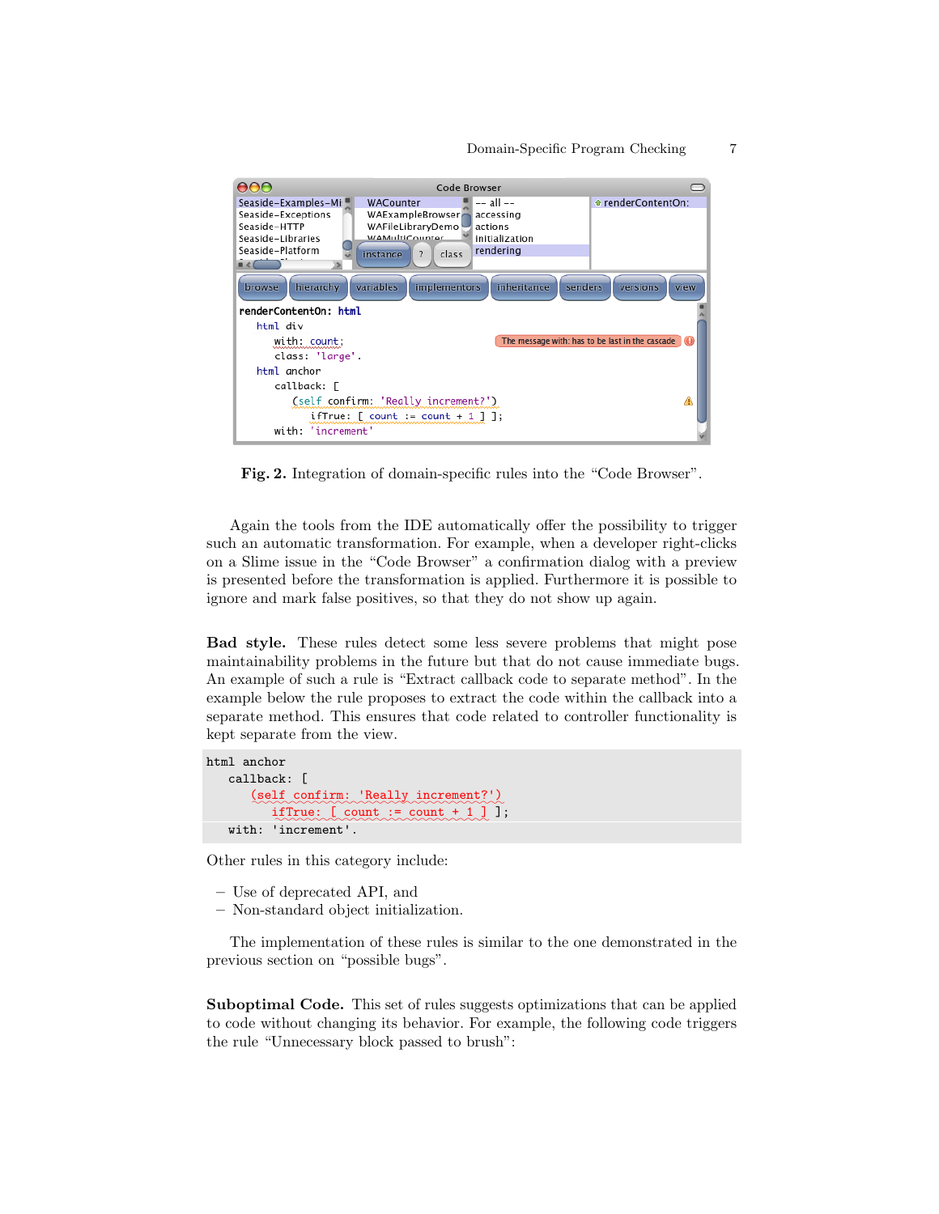**Fig. 2.** Integration of domain-specific rules into the "Code Browser".

Again the tools from the IDE automatically offer the possibility to trigger such an automatic transformation. For example, when a developer right-clicks on a Slime issue in the "Code Browser" a confirmation dialog with a preview is presented before the transformation is applied. Furthermore it is possible to ignore and mark false positives, so that they do not show up again.

**Bad style.** These rules detect some less severe problems that might pose maintainability problems in the future but that do not cause immediate bugs. An example of such a rule is "Extract callback code to separate method". In the example below the rule proposes to extract the code within the callback into a separate method. This ensures that code related to controller functionality is kept separate from the view.

```
html anchor
   callback: [
      (self confirm: 'Really increment?')
         ifTrue: [ count := count + 1 ] ];
   with: 'increment'.
```

Other rules in this category include:

- Use of deprecated API, and
- Non-standard object initialization.

The implementation of these rules is similar to the one demonstrated in the previous section on "possible bugs".

**Suboptimal Code.** This set of rules suggests optimizations that can be applied to code without changing its behavior. For example, the following code triggers the rule "Unnecessary block passed to brush":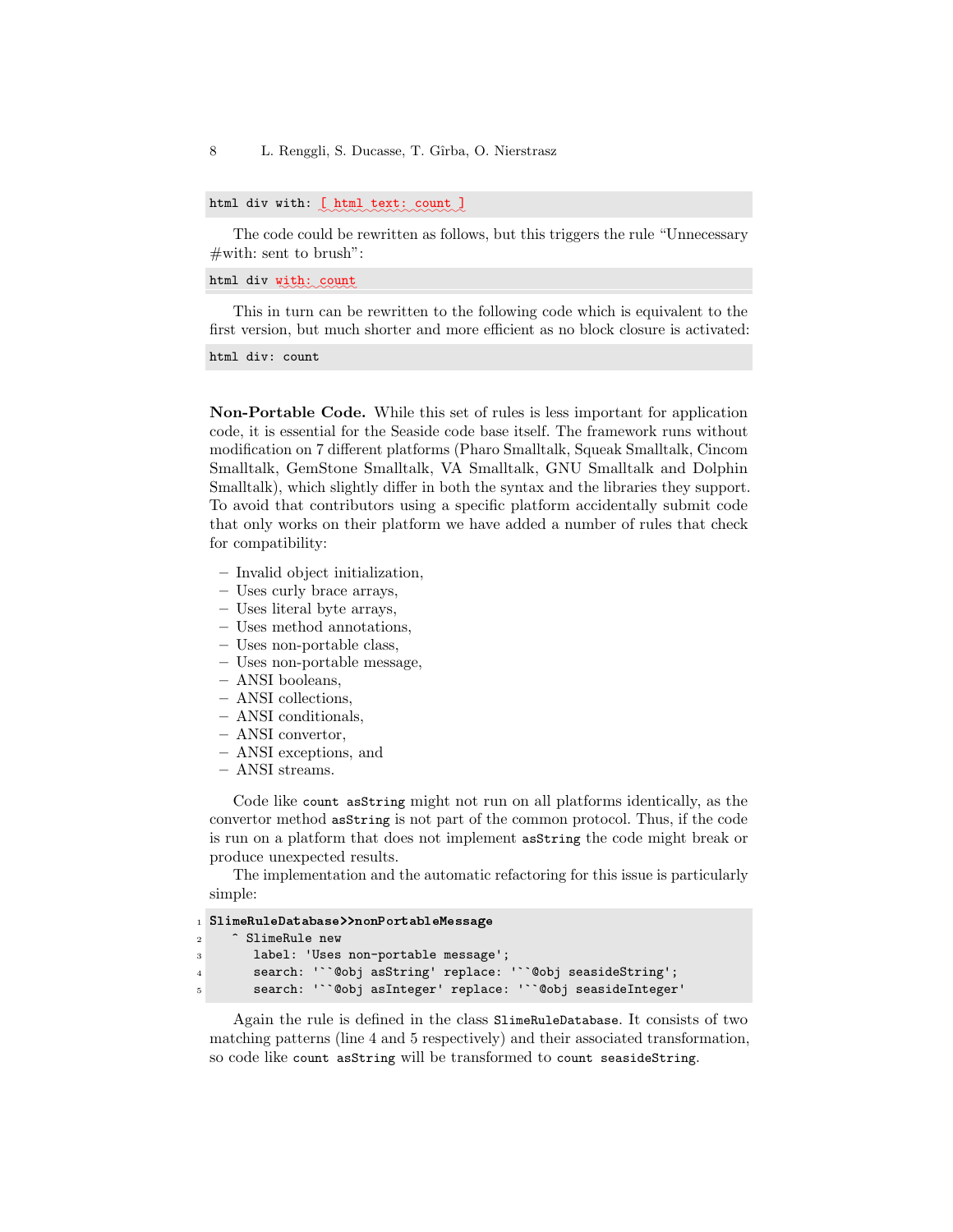```
html div with: [ html text: count ]
```

The code could be rewritten as follows, but this triggers the rule "Unnecessary #with: sent to brush":

```
html div with: count
```

This in turn can be rewritten to the following code which is equivalent to the first version, but much shorter and more efficient as no block closure is activated:

```
html div: count
```

**Non-Portable Code.** While this set of rules is less important for application code, it is essential for the Seaside code base itself. The framework runs without modification on 7 different platforms (Pharo Smalltalk, Squeak Smalltalk, Cincom Smalltalk, GemStone Smalltalk, VA Smalltalk, GNU Smalltalk and Dolphin Smalltalk), which slightly differ in both the syntax and the libraries they support. To avoid that contributors using a specific platform accidentally submit code that only works on their platform we have added a number of rules that check for compatibility:

- Invalid object initialization,
- Uses curly brace arrays,
- Uses literal byte arrays,
- Uses method annotations,
- Uses non-portable class,
- Uses non-portable message,
- ANSI booleans,
- ANSI collections,
- ANSI conditionals,
- ANSI convertor,
- ANSI exceptions, and
- ANSI streams.

Code like `count asString` might not run on all platforms identically, as the convertor method `asString` is not part of the common protocol. Thus, if the code is run on a platform that does not implement `asString` the code might break or produce unexpected results.

The implementation and the automatic refactoring for this issue is particularly simple:

```
1 SlimeRuleDatabase>>nonPortableMessage
2   ^ SlimeRule new
3     label: 'Uses non-portable message';
4     search: '``@obj asString' replace: '``@obj seasideString';
5     search: '``@obj asInteger' replace: '``@obj seasideInteger'
```

Again the rule is defined in the class `SlimeRuleDatabase`. It consists of two matching patterns (line 4 and 5 respectively) and their associated transformation, so code like `count asString` will be transformed to `count seasideString`.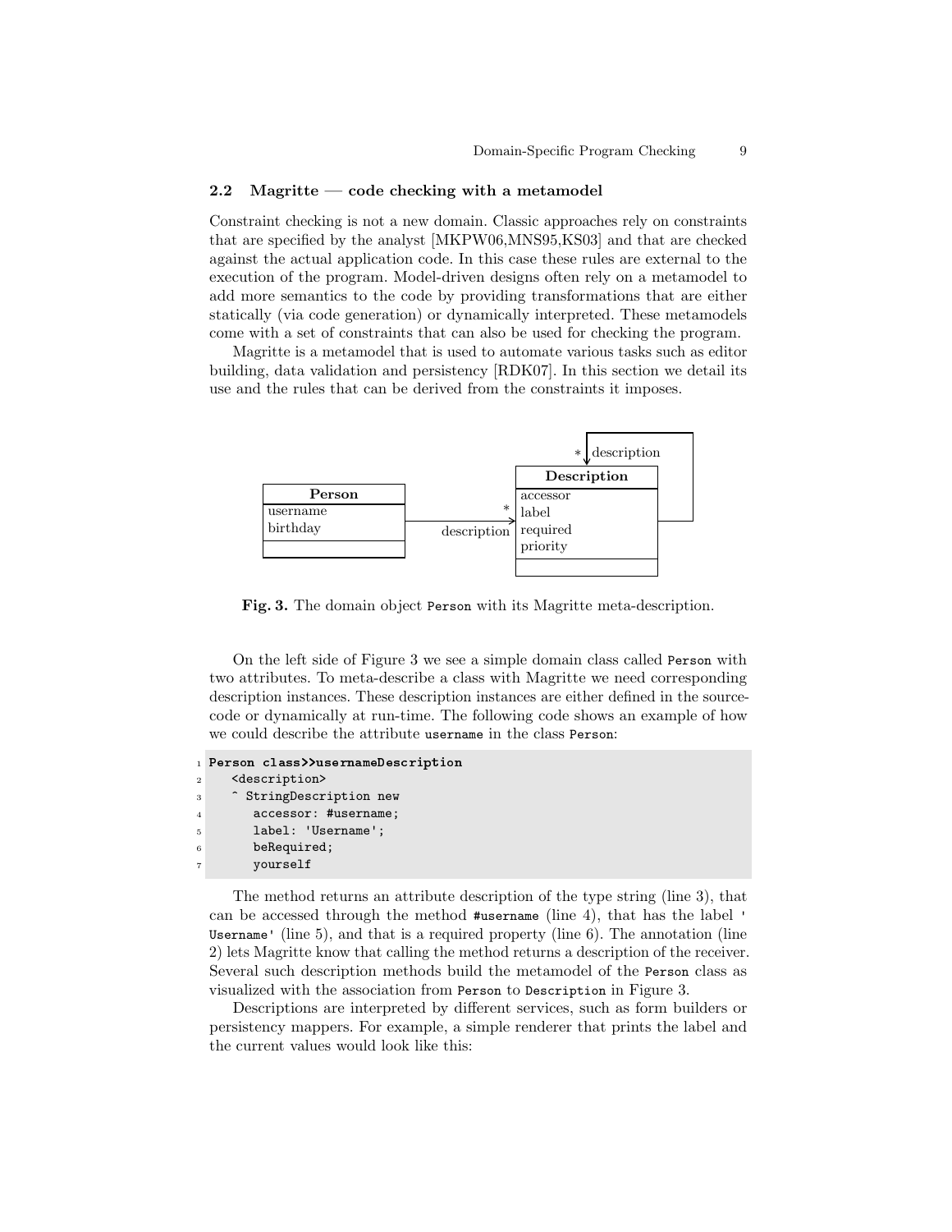### 2.2 Magritte — code checking with a metamodel

Constraint checking is not a new domain. Classic approaches rely on constraints that are specified by the analyst [MKPW06,MNS95,KS03] and that are checked against the actual application code. In this case these rules are external to the execution of the program. Model-driven designs often rely on a metamodel to add more semantics to the code by providing transformations that are either statically (via code generation) or dynamically interpreted. These metamodels come with a set of constraints that can also be used for checking the program.

Magritte is a metamodel that is used to automate various tasks such as editor building, data validation and persistency [RDK07]. In this section we detail its use and the rules that can be derived from the constraints it imposes.

**Fig. 3.** The domain object `Person` with its Magritte meta-description.

On the left side of Figure 3 we see a simple domain class called `Person` with two attributes. To meta-describe a class with Magritte we need corresponding description instances. These description instances are either defined in the source-code or dynamically at run-time. The following code shows an example of how we could describe the attribute `username` in the class `Person`:

```
1 Person class>>usernameDescription
2    <description>
3    ^ StringDescription new
4       accessor: #username;
5       label: 'Username';
6       beRequired;
7       yourself
```

The method returns an attribute description of the type string (line 3), that can be accessed through the method `#username` (line 4), that has the label `'Username'` (line 5), and that is a required property (line 6). The annotation (line 2) lets Magritte know that calling the method returns a description of the receiver. Several such description methods build the metamodel of the `Person` class as visualized with the association from `Person` to `Description` in Figure 3.

Descriptions are interpreted by different services, such as form builders or persistency mappers. For example, a simple renderer that prints the label and the current values would look like this: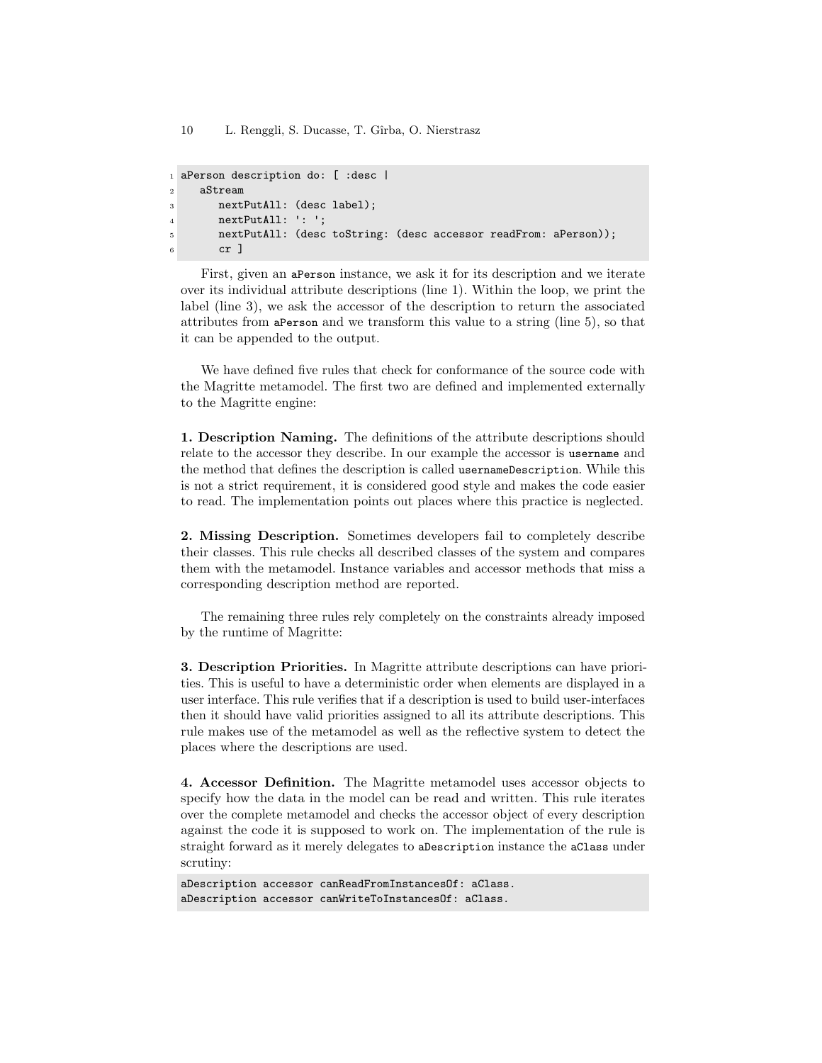```
aPerson description do: [ :desc |
   aStream
      nextPutAll: (desc label);
      nextPutAll: ': ';
      nextPutAll: (desc toString: (desc accessor readFrom: aPerson));
      cr ]
```

First, given an aPerson instance, we ask it for its description and we iterate over its individual attribute descriptions (line 1). Within the loop, we print the label (line 3), we ask the accessor of the description to return the associated attributes from aPerson and we transform this value to a string (line 5), so that it can be appended to the output.

We have defined five rules that check for conformance of the source code with the Magritte metamodel. The first two are defined and implemented externally to the Magritte engine:

**1. Description Naming.** The definitions of the attribute descriptions should relate to the accessor they describe. In our example the accessor is username and the method that defines the description is called usernameDescription. While this is not a strict requirement, it is considered good style and makes the code easier to read. The implementation points out places where this practice is neglected.

**2. Missing Description.** Sometimes developers fail to completely describe their classes. This rule checks all described classes of the system and compares them with the metamodel. Instance variables and accessor methods that miss a corresponding description method are reported.

The remaining three rules rely completely on the constraints already imposed by the runtime of Magritte:

**3. Description Priorities.** In Magritte attribute descriptions can have priorities. This is useful to have a deterministic order when elements are displayed in a user interface. This rule verifies that if a description is used to build user-interfaces then it should have valid priorities assigned to all its attribute descriptions. This rule makes use of the metamodel as well as the reflective system to detect the places where the descriptions are used.

**4. Accessor Definition.** The Magritte metamodel uses accessor objects to specify how the data in the model can be read and written. This rule iterates over the complete metamodel and checks the accessor object of every description against the code it is supposed to work on. The implementation of the rule is straight forward as it merely delegates to aDescription instance the aClass under scrutiny:

```
aDescription accessor canReadFromInstancesOf: aClass.
aDescription accessor canWriteToInstancesOf: aClass.
```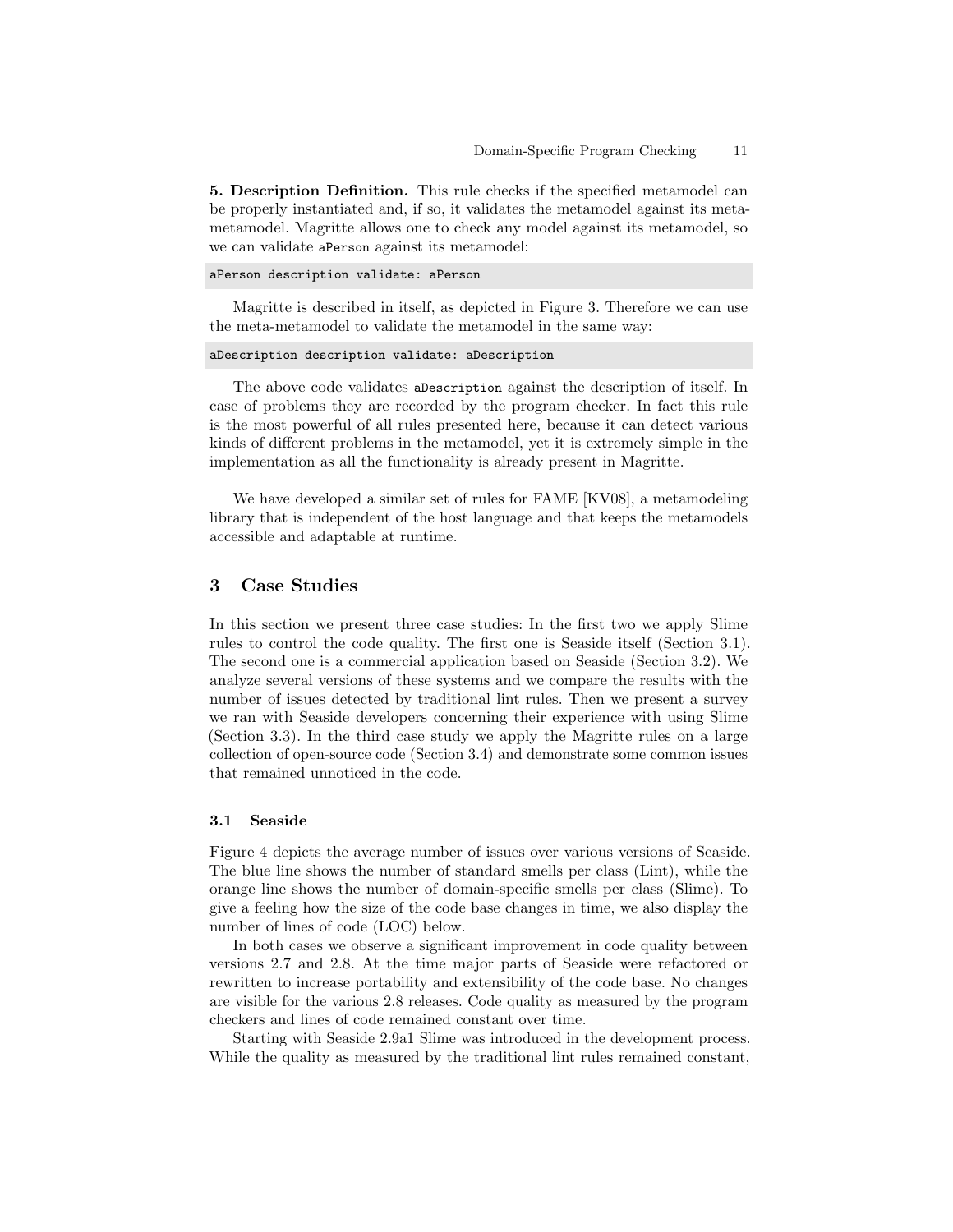**5. Description Definition.** This rule checks if the specified metamodel can be properly instantiated and, if so, it validates the metamodel against its meta-metamodel. Magritte allows one to check any model against its metamodel, so we can validate `aPerson` against its metamodel:

```
aPerson description validate: aPerson
```

Magritte is described in itself, as depicted in Figure 3. Therefore we can use the meta-metamodel to validate the metamodel in the same way:

```
aDescription description validate: aDescription
```

The above code validates `aDescription` against the description of itself. In case of problems they are recorded by the program checker. In fact this rule is the most powerful of all rules presented here, because it can detect various kinds of different problems in the metamodel, yet it is extremely simple in the implementation as all the functionality is already present in Magritte.

We have developed a similar set of rules for FAME [KV08], a metamodeling library that is independent of the host language and that keeps the metamodels accessible and adaptable at runtime.

## 3 Case Studies

In this section we present three case studies: In the first two we apply Slime rules to control the code quality. The first one is Seaside itself (Section 3.1). The second one is a commercial application based on Seaside (Section 3.2). We analyze several versions of these systems and we compare the results with the number of issues detected by traditional lint rules. Then we present a survey we ran with Seaside developers concerning their experience with using Slime (Section 3.3). In the third case study we apply the Magritte rules on a large collection of open-source code (Section 3.4) and demonstrate some common issues that remained unnoticed in the code.

### 3.1 Seaside

Figure 4 depicts the average number of issues over various versions of Seaside. The blue line shows the number of standard smells per class (Lint), while the orange line shows the number of domain-specific smells per class (Slime). To give a feeling how the size of the code base changes in time, we also display the number of lines of code (LOC) below.

In both cases we observe a significant improvement in code quality between versions 2.7 and 2.8. At the time major parts of Seaside were refactored or rewritten to increase portability and extensibility of the code base. No changes are visible for the various 2.8 releases. Code quality as measured by the program checkers and lines of code remained constant over time.

Starting with Seaside 2.9a1 Slime was introduced in the development process. While the quality as measured by the traditional lint rules remained constant,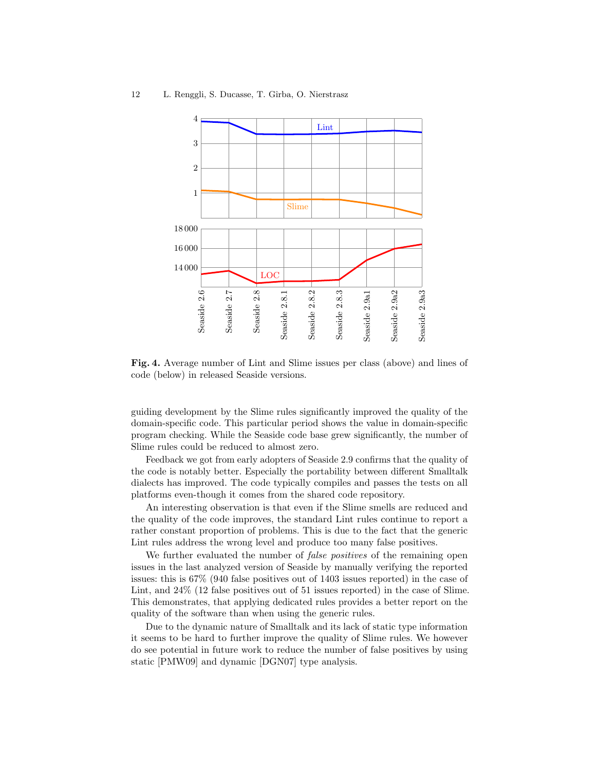**Fig. 4.** Average number of Lint and Slime issues per class (above) and lines of code (below) in released Seaside versions.

guiding development by the Slime rules significantly improved the quality of the domain-specific code. This particular period shows the value in domain-specific program checking. While the Seaside code base grew significantly, the number of Slime rules could be reduced to almost zero.

Feedback we got from early adopters of Seaside 2.9 confirms that the quality of the code is notably better. Especially the portability between different Smalltalk dialects has improved. The code typically compiles and passes the tests on all platforms even-though it comes from the shared code repository.

An interesting observation is that even if the Slime smells are reduced and the quality of the code improves, the standard Lint rules continue to report a rather constant proportion of problems. This is due to the fact that the generic Lint rules address the wrong level and produce too many false positives.

We further evaluated the number of *false positives* of the remaining open issues in the last analyzed version of Seaside by manually verifying the reported issues: this is 67% (940 false positives out of 1403 issues reported) in the case of Lint, and 24% (12 false positives out of 51 issues reported) in the case of Slime. This demonstrates, that applying dedicated rules provides a better report on the quality of the software than when using the generic rules.

Due to the dynamic nature of Smalltalk and its lack of static type information it seems to be hard to further improve the quality of Slime rules. We however do see potential in future work to reduce the number of false positives by using static [PMW09] and dynamic [DGN07] type analysis.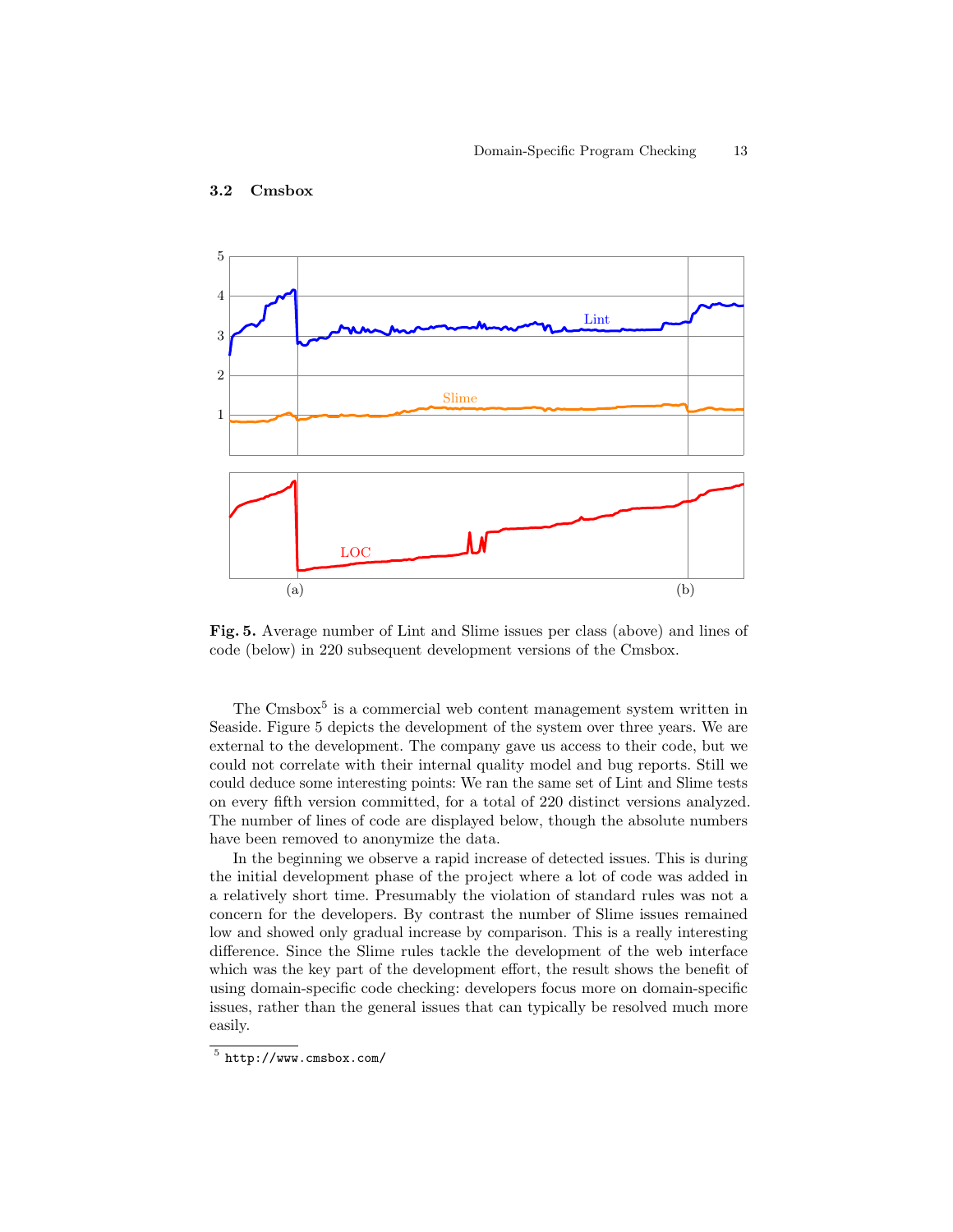### 3.2 Cmsbox

**Fig. 5.** Average number of Lint and Slime issues per class (above) and lines of code (below) in 220 subsequent development versions of the Cmsbox.

The Cmsbox[5] is a commercial web content management system written in Seaside. Figure 5 depicts the development of the system over three years. We are external to the development. The company gave us access to their code, but we could not correlate with their internal quality model and bug reports. Still we could deduce some interesting points: We ran the same set of Lint and Slime tests on every fifth version committed, for a total of 220 distinct versions analyzed. The number of lines of code are displayed below, though the absolute numbers have been removed to anonymize the data.

In the beginning we observe a rapid increase of detected issues. This is during the initial development phase of the project where a lot of code was added in a relatively short time. Presumably the violation of standard rules was not a concern for the developers. By contrast the number of Slime issues remained low and showed only gradual increase by comparison. This is a really interesting difference. Since the Slime rules tackle the development of the web interface which was the key part of the development effort, the result shows the benefit of using domain-specific code checking: developers focus more on domain-specific issues, rather than the general issues that can typically be resolved much more easily.

[5] http://www.cmsbox.com/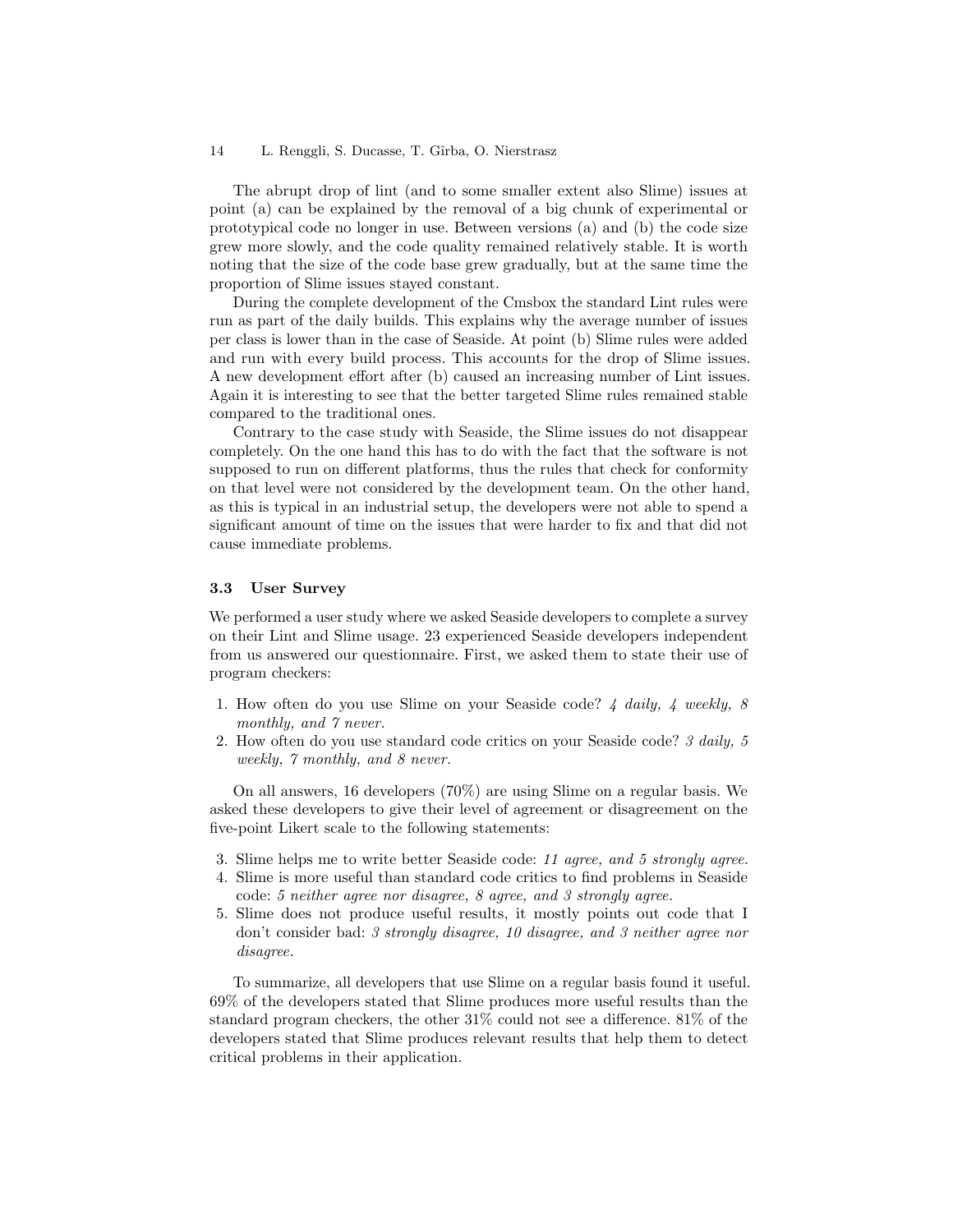The abrupt drop of lint (and to some smaller extent also Slime) issues at point (a) can be explained by the removal of a big chunk of experimental or prototypical code no longer in use. Between versions (a) and (b) the code size grew more slowly, and the code quality remained relatively stable. It is worth noting that the size of the code base grew gradually, but at the same time the proportion of Slime issues stayed constant.

During the complete development of the Cmsbox the standard Lint rules were run as part of the daily builds. This explains why the average number of issues per class is lower than in the case of Seaside. At point (b) Slime rules were added and run with every build process. This accounts for the drop of Slime issues. A new development effort after (b) caused an increasing number of Lint issues. Again it is interesting to see that the better targeted Slime rules remained stable compared to the traditional ones.

Contrary to the case study with Seaside, the Slime issues do not disappear completely. On the one hand this has to do with the fact that the software is not supposed to run on different platforms, thus the rules that check for conformity on that level were not considered by the development team. On the other hand, as this is typical in an industrial setup, the developers were not able to spend a significant amount of time on the issues that were harder to fix and that did not cause immediate problems.

### 3.3 User Survey

We performed a user study where we asked Seaside developers to complete a survey on their Lint and Slime usage. 23 experienced Seaside developers independent from us answered our questionnaire. First, we asked them to state their use of program checkers:

1. How often do you use Slime on your Seaside code? *4 daily, 4 weekly, 8 monthly, and 7 never.*
2. How often do you use standard code critics on your Seaside code? *3 daily, 5 weekly, 7 monthly, and 8 never.*

On all answers, 16 developers (70%) are using Slime on a regular basis. We asked these developers to give their level of agreement or disagreement on the five-point Likert scale to the following statements:

3. Slime helps me to write better Seaside code: *11 agree, and 5 strongly agree.*
4. Slime is more useful than standard code critics to find problems in Seaside code: *5 neither agree nor disagree, 8 agree, and 3 strongly agree.*
5. Slime does not produce useful results, it mostly points out code that I don't consider bad: *3 strongly disagree, 10 disagree, and 3 neither agree nor disagree.*

To summarize, all developers that use Slime on a regular basis found it useful. 69% of the developers stated that Slime produces more useful results than the standard program checkers, the other 31% could not see a difference. 81% of the developers stated that Slime produces relevant results that help them to detect critical problems in their application.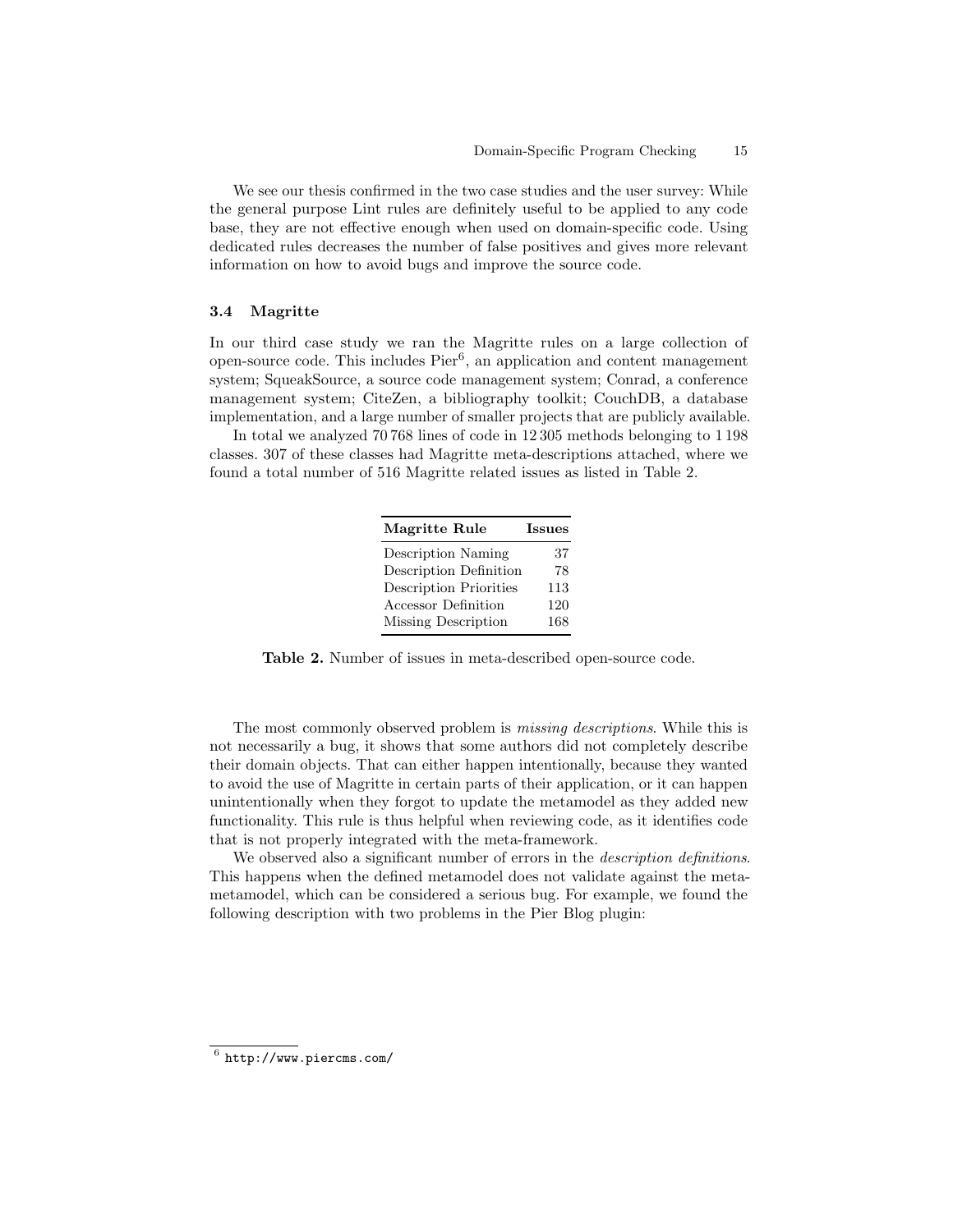We see our thesis confirmed in the two case studies and the user survey: While the general purpose Lint rules are definitely useful to be applied to any code base, they are not effective enough when used on domain-specific code. Using dedicated rules decreases the number of false positives and gives more relevant information on how to avoid bugs and improve the source code.

### 3.4 Magritte

In our third case study we ran the Magritte rules on a large collection of open-source code. This includes Pier[6], an application and content management system; SqueakSource, a source code management system; Conrad, a conference management system; CiteZen, a bibliography toolkit; CouchDB, a database implementation, and a large number of smaller projects that are publicly available.

In total we analyzed 70 768 lines of code in 12 305 methods belonging to 1 198 classes. 307 of these classes had Magritte meta-descriptions attached, where we found a total number of 516 Magritte related issues as listed in Table 2.

| Magritte Rule | Issues |
|---|---|
| Description Naming | 37 |
| Description Definition | 78 |
| Description Priorities | 113 |
| Accessor Definition | 120 |
| Missing Description | 168 |

**Table 2.** Number of issues in meta-described open-source code.

The most commonly observed problem is *missing descriptions*. While this is not necessarily a bug, it shows that some authors did not completely describe their domain objects. That can either happen intentionally, because they wanted to avoid the use of Magritte in certain parts of their application, or it can happen unintentionally when they forgot to update the metamodel as they added new functionality. This rule is thus helpful when reviewing code, as it identifies code that is not properly integrated with the meta-framework.

We observed also a significant number of errors in the *description definitions*. This happens when the defined metamodel does not validate against the meta-metamodel, which can be considered a serious bug. For example, we found the following description with two problems in the Pier Blog plugin:

[6] http://www.piercms.com/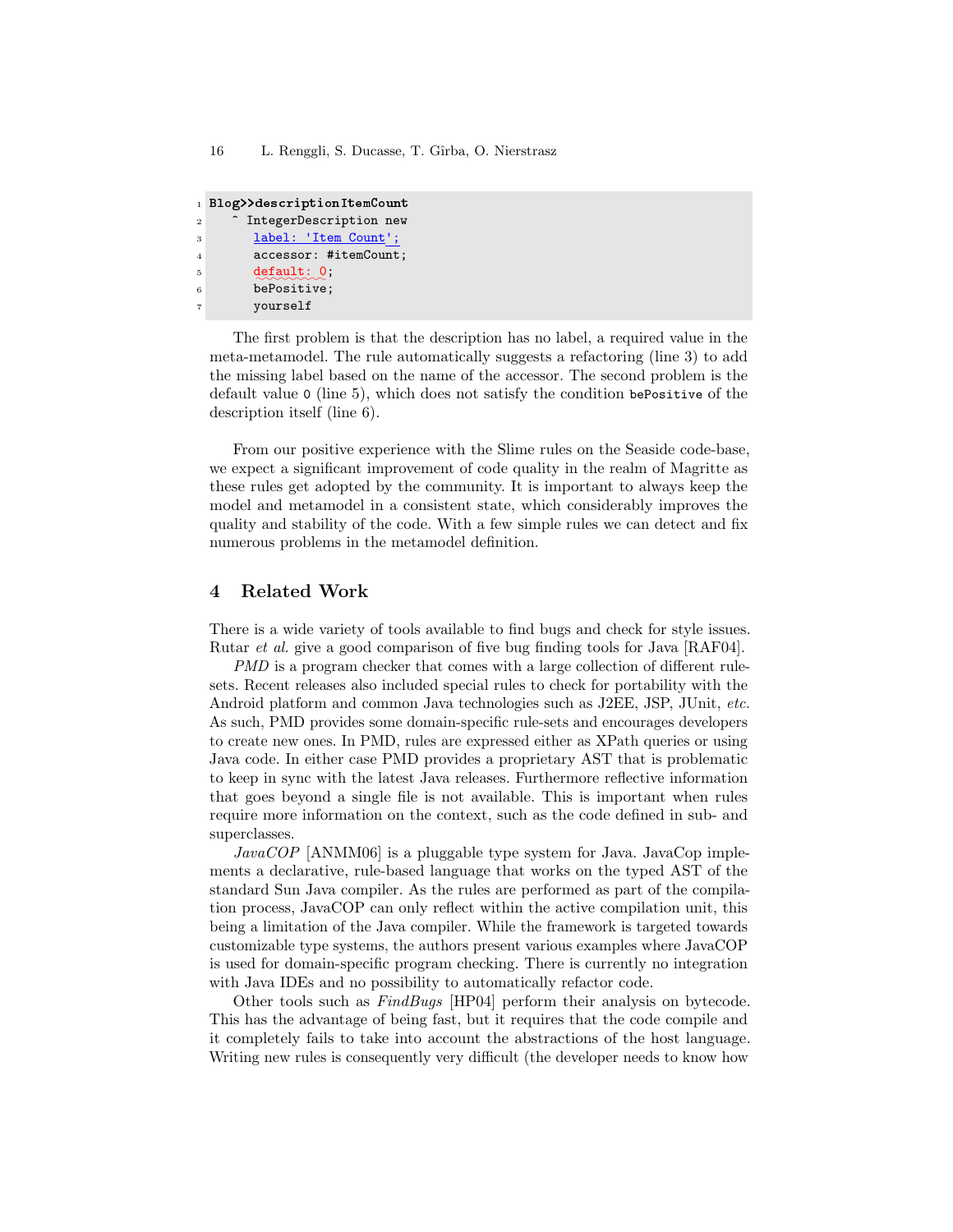```
Blog>>descriptionItemCount
    ^ IntegerDescription new
        label: 'Item Count';
        accessor: #itemCount;
        default: 0;
        bePositive;
        yourself
```

The first problem is that the description has no label, a required value in the meta-metamodel. The rule automatically suggests a refactoring (line 3) to add the missing label based on the name of the accessor. The second problem is the default value `0` (line 5), which does not satisfy the condition `bePositive` of the description itself (line 6).

From our positive experience with the Slime rules on the Seaside code-base, we expect a significant improvement of code quality in the realm of Magritte as these rules get adopted by the community. It is important to always keep the model and metamodel in a consistent state, which considerably improves the quality and stability of the code. With a few simple rules we can detect and fix numerous problems in the metamodel definition.

## 4 Related Work

There is a wide variety of tools available to find bugs and check for style issues. Rutar *et al.* give a good comparison of five bug finding tools for Java [RAF04].

*PMD* is a program checker that comes with a large collection of different rule-sets. Recent releases also included special rules to check for portability with the Android platform and common Java technologies such as J2EE, JSP, JUnit, *etc.* As such, PMD provides some domain-specific rule-sets and encourages developers to create new ones. In PMD, rules are expressed either as XPath queries or using Java code. In either case PMD provides a proprietary AST that is problematic to keep in sync with the latest Java releases. Furthermore reflective information that goes beyond a single file is not available. This is important when rules require more information on the context, such as the code defined in sub- and superclasses.

*JavaCOP* [ANMM06] is a pluggable type system for Java. JavaCop implements a declarative, rule-based language that works on the typed AST of the standard Sun Java compiler. As the rules are performed as part of the compilation process, JavaCOP can only reflect within the active compilation unit, this being a limitation of the Java compiler. While the framework is targeted towards customizable type systems, the authors present various examples where JavaCOP is used for domain-specific program checking. There is currently no integration with Java IDEs and no possibility to automatically refactor code.

Other tools such as *FindBugs* [HP04] perform their analysis on bytecode. This has the advantage of being fast, but it requires that the code compile and it completely fails to take into account the abstractions of the host language. Writing new rules is consequently very difficult (the developer needs to know how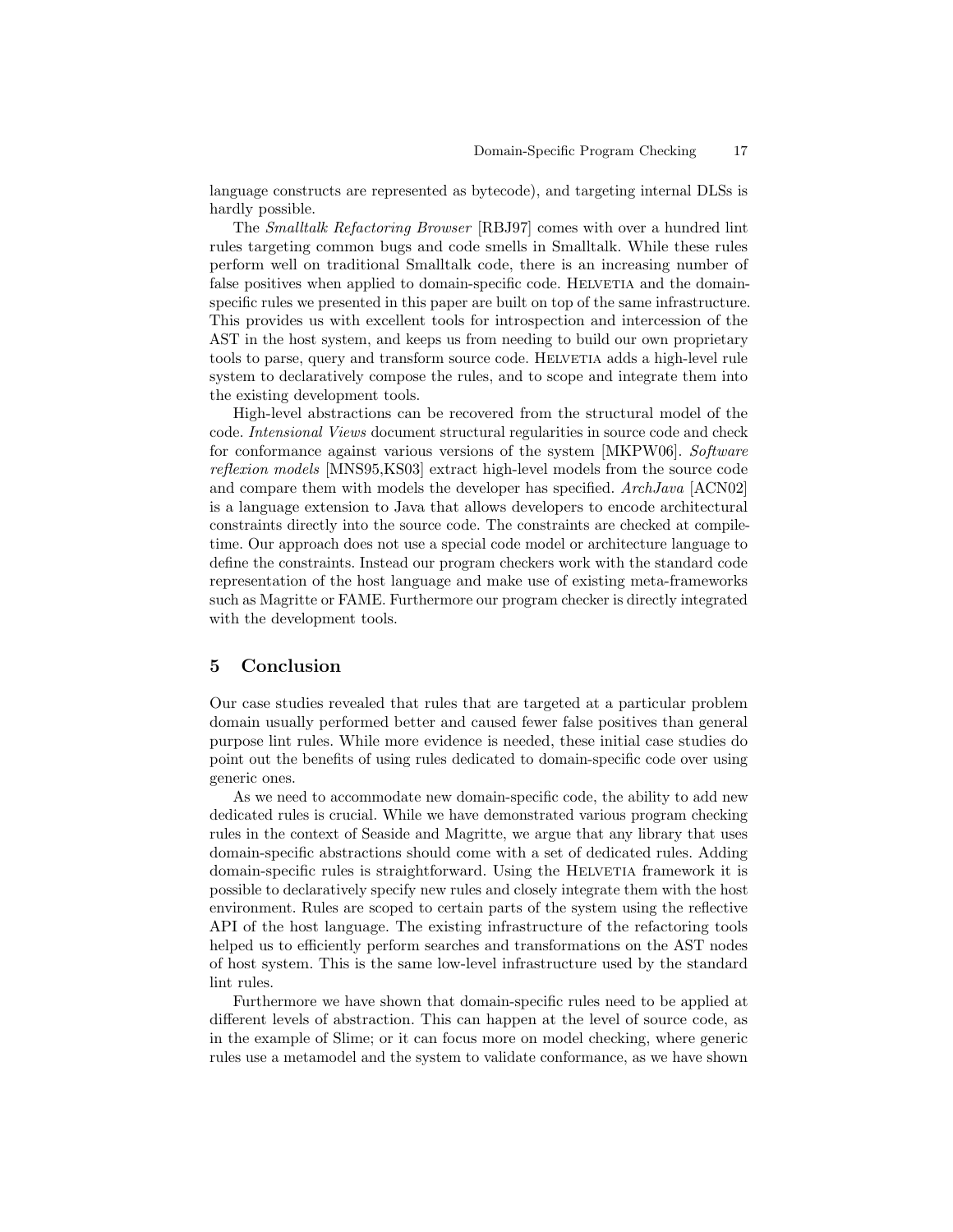language constructs are represented as bytecode), and targeting internal DLSs is hardly possible.

The *Smalltalk Refactoring Browser* [RBJ97] comes with over a hundred lint rules targeting common bugs and code smells in Smalltalk. While these rules perform well on traditional Smalltalk code, there is an increasing number of false positives when applied to domain-specific code. Helvetia and the domain-specific rules we presented in this paper are built on top of the same infrastructure. This provides us with excellent tools for introspection and intercession of the AST in the host system, and keeps us from needing to build our own proprietary tools to parse, query and transform source code. Helvetia adds a high-level rule system to declaratively compose the rules, and to scope and integrate them into the existing development tools.

High-level abstractions can be recovered from the structural model of the code. *Intensional Views* document structural regularities in source code and check for conformance against various versions of the system [MKPW06]. *Software reflexion models* [MNS95,KS03] extract high-level models from the source code and compare them with models the developer has specified. *ArchJava* [ACN02] is a language extension to Java that allows developers to encode architectural constraints directly into the source code. The constraints are checked at compile-time. Our approach does not use a special code model or architecture language to define the constraints. Instead our program checkers work with the standard code representation of the host language and make use of existing meta-frameworks such as Magritte or FAME. Furthermore our program checker is directly integrated with the development tools.

## 5 Conclusion

Our case studies revealed that rules that are targeted at a particular problem domain usually performed better and caused fewer false positives than general purpose lint rules. While more evidence is needed, these initial case studies do point out the benefits of using rules dedicated to domain-specific code over using generic ones.

As we need to accommodate new domain-specific code, the ability to add new dedicated rules is crucial. While we have demonstrated various program checking rules in the context of Seaside and Magritte, we argue that any library that uses domain-specific abstractions should come with a set of dedicated rules. Adding domain-specific rules is straightforward. Using the Helvetia framework it is possible to declaratively specify new rules and closely integrate them with the host environment. Rules are scoped to certain parts of the system using the reflective API of the host language. The existing infrastructure of the refactoring tools helped us to efficiently perform searches and transformations on the AST nodes of host system. This is the same low-level infrastructure used by the standard lint rules.

Furthermore we have shown that domain-specific rules need to be applied at different levels of abstraction. This can happen at the level of source code, as in the example of Slime; or it can focus more on model checking, where generic rules use a metamodel and the system to validate conformance, as we have shown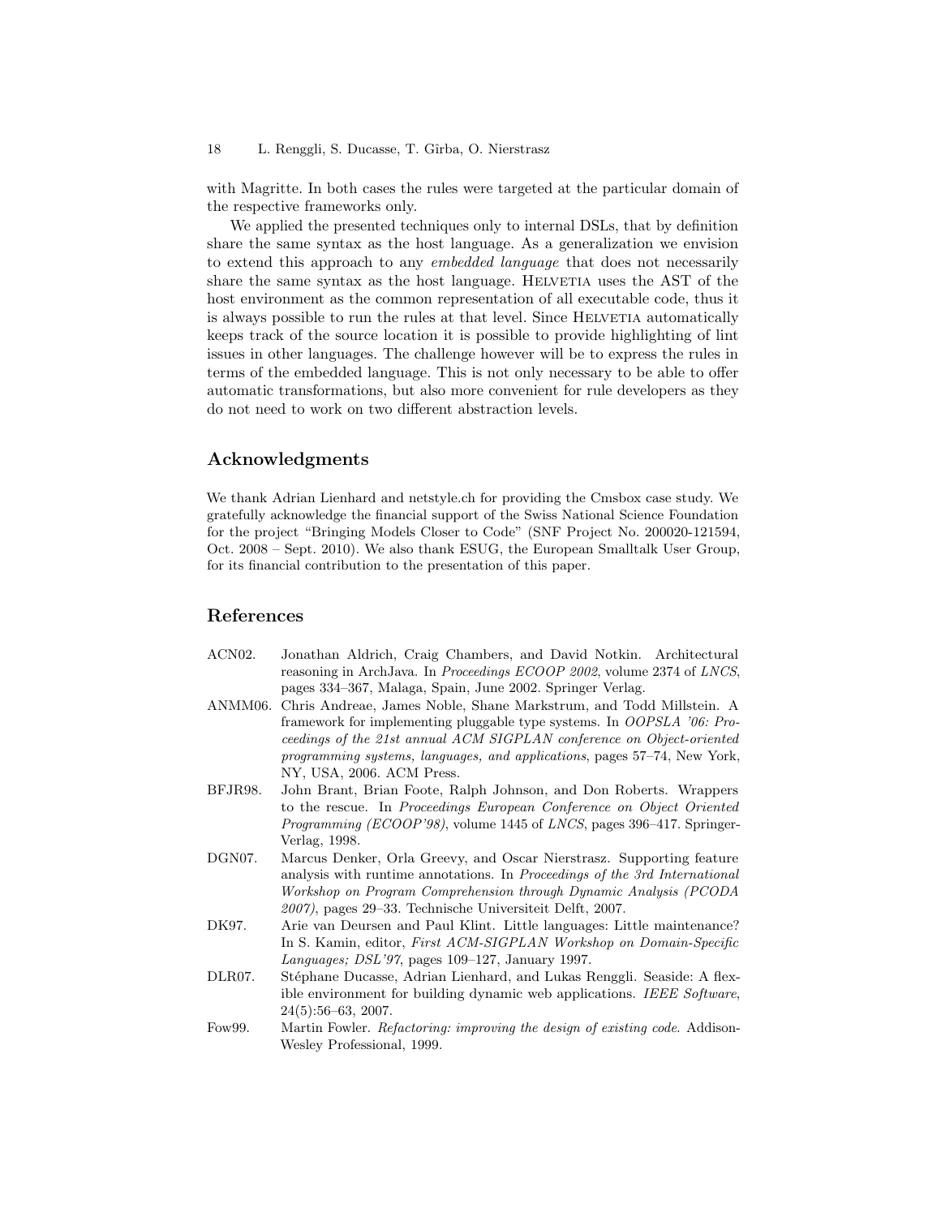with Magritte. In both cases the rules were targeted at the particular domain of the respective frameworks only.

We applied the presented techniques only to internal DSLs, that by definition share the same syntax as the host language. As a generalization we envision to extend this approach to any *embedded language* that does not necessarily share the same syntax as the host language. Helvetia uses the AST of the host environment as the common representation of all executable code, thus it is always possible to run the rules at that level. Since Helvetia automatically keeps track of the source location it is possible to provide highlighting of lint issues in other languages. The challenge however will be to express the rules in terms of the embedded language. This is not only necessary to be able to offer automatic transformations, but also more convenient for rule developers as they do not need to work on two different abstraction levels.

## Acknowledgments

We thank Adrian Lienhard and netstyle.ch for providing the Cmsbox case study. We gratefully acknowledge the financial support of the Swiss National Science Foundation for the project "Bringing Models Closer to Code" (SNF Project No. 200020-121594, Oct. 2008 – Sept. 2010). We also thank ESUG, the European Smalltalk User Group, for its financial contribution to the presentation of this paper.

## References

- ACN02. Jonathan Aldrich, Craig Chambers, and David Notkin. Architectural reasoning in ArchJava. In *Proceedings ECOOP 2002*, volume 2374 of *LNCS*, pages 334–367, Malaga, Spain, June 2002. Springer Verlag.
- ANMM06. Chris Andreae, James Noble, Shane Markstrum, and Todd Millstein. A framework for implementing pluggable type systems. In *OOPSLA '06: Proceedings of the 21st annual ACM SIGPLAN conference on Object-oriented programming systems, languages, and applications*, pages 57–74, New York, NY, USA, 2006. ACM Press.
- BFJR98. John Brant, Brian Foote, Ralph Johnson, and Don Roberts. Wrappers to the rescue. In *Proceedings European Conference on Object Oriented Programming (ECOOP'98)*, volume 1445 of *LNCS*, pages 396–417. Springer-Verlag, 1998.
- DGN07. Marcus Denker, Orla Greevy, and Oscar Nierstrasz. Supporting feature analysis with runtime annotations. In *Proceedings of the 3rd International Workshop on Program Comprehension through Dynamic Analysis (PCODA 2007)*, pages 29–33. Technische Universiteit Delft, 2007.
- DK97. Arie van Deursen and Paul Klint. Little languages: Little maintenance? In S. Kamin, editor, *First ACM-SIGPLAN Workshop on Domain-Specific Languages; DSL'97*, pages 109–127, January 1997.
- DLR07. Stéphane Ducasse, Adrian Lienhard, and Lukas Renggli. Seaside: A flexible environment for building dynamic web applications. *IEEE Software*, 24(5):56–63, 2007.
- Fow99. Martin Fowler. *Refactoring: improving the design of existing code*. Addison-Wesley Professional, 1999.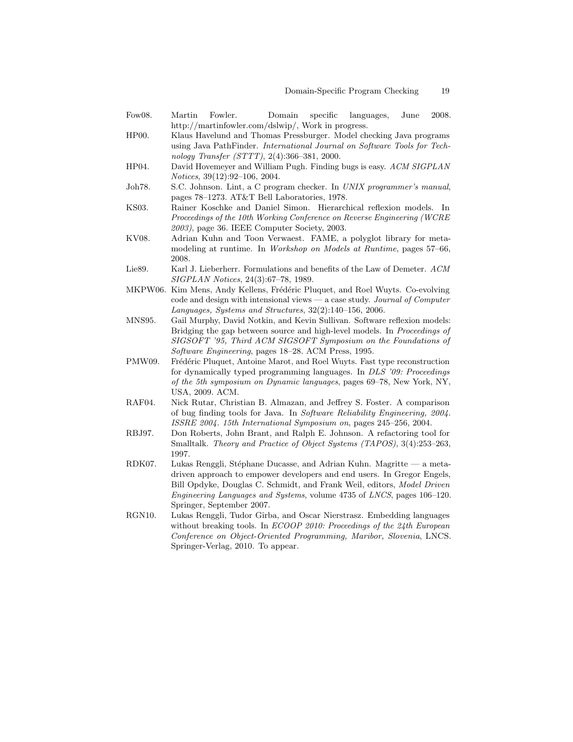Fow08. Martin Fowler. Domain specific languages, June 2008. http://martinfowler.com/dslwip/, Work in progress.

HP00. Klaus Havelund and Thomas Pressburger. Model checking Java programs using Java PathFinder. *International Journal on Software Tools for Technology Transfer (STTT)*, 2(4):366–381, 2000.

HP04. David Hovemeyer and William Pugh. Finding bugs is easy. *ACM SIGPLAN Notices*, 39(12):92–106, 2004.

Joh78. S.C. Johnson. Lint, a C program checker. In *UNIX programmer's manual*, pages 78–1273. AT&T Bell Laboratories, 1978.

KS03. Rainer Koschke and Daniel Simon. Hierarchical reflexion models. In *Proceedings of the 10th Working Conference on Reverse Engineering (WCRE 2003)*, page 36. IEEE Computer Society, 2003.

KV08. Adrian Kuhn and Toon Verwaest. FAME, a polyglot library for metamodeling at runtime. In *Workshop on Models at Runtime*, pages 57–66, 2008.

Lie89. Karl J. Lieberherr. Formulations and benefits of the Law of Demeter. *ACM SIGPLAN Notices*, 24(3):67–78, 1989.

MKPW06. Kim Mens, Andy Kellens, Frédéric Pluquet, and Roel Wuyts. Co-evolving code and design with intensional views — a case study. *Journal of Computer Languages, Systems and Structures*, 32(2):140–156, 2006.

MNS95. Gail Murphy, David Notkin, and Kevin Sullivan. Software reflexion models: Bridging the gap between source and high-level models. In *Proceedings of SIGSOFT '95, Third ACM SIGSOFT Symposium on the Foundations of Software Engineering*, pages 18–28. ACM Press, 1995.

PMW09. Frédéric Pluquet, Antoine Marot, and Roel Wuyts. Fast type reconstruction for dynamically typed programming languages. In *DLS '09: Proceedings of the 5th symposium on Dynamic languages*, pages 69–78, New York, NY, USA, 2009. ACM.

RAF04. Nick Rutar, Christian B. Almazan, and Jeffrey S. Foster. A comparison of bug finding tools for Java. In *Software Reliability Engineering, 2004. ISSRE 2004. 15th International Symposium on*, pages 245–256, 2004.

RBJ97. Don Roberts, John Brant, and Ralph E. Johnson. A refactoring tool for Smalltalk. *Theory and Practice of Object Systems (TAPOS)*, 3(4):253–263, 1997.

RDK07. Lukas Renggli, Stéphane Ducasse, and Adrian Kuhn. Magritte — a meta-driven approach to empower developers and end users. In Gregor Engels, Bill Opdyke, Douglas C. Schmidt, and Frank Weil, editors, *Model Driven Engineering Languages and Systems*, volume 4735 of *LNCS*, pages 106–120. Springer, September 2007.

RGN10. Lukas Renggli, Tudor Gîrba, and Oscar Nierstrasz. Embedding languages without breaking tools. In *ECOOP 2010: Proceedings of the 24th European Conference on Object-Oriented Programming, Maribor, Slovenia*, LNCS. Springer-Verlag, 2010. To appear.